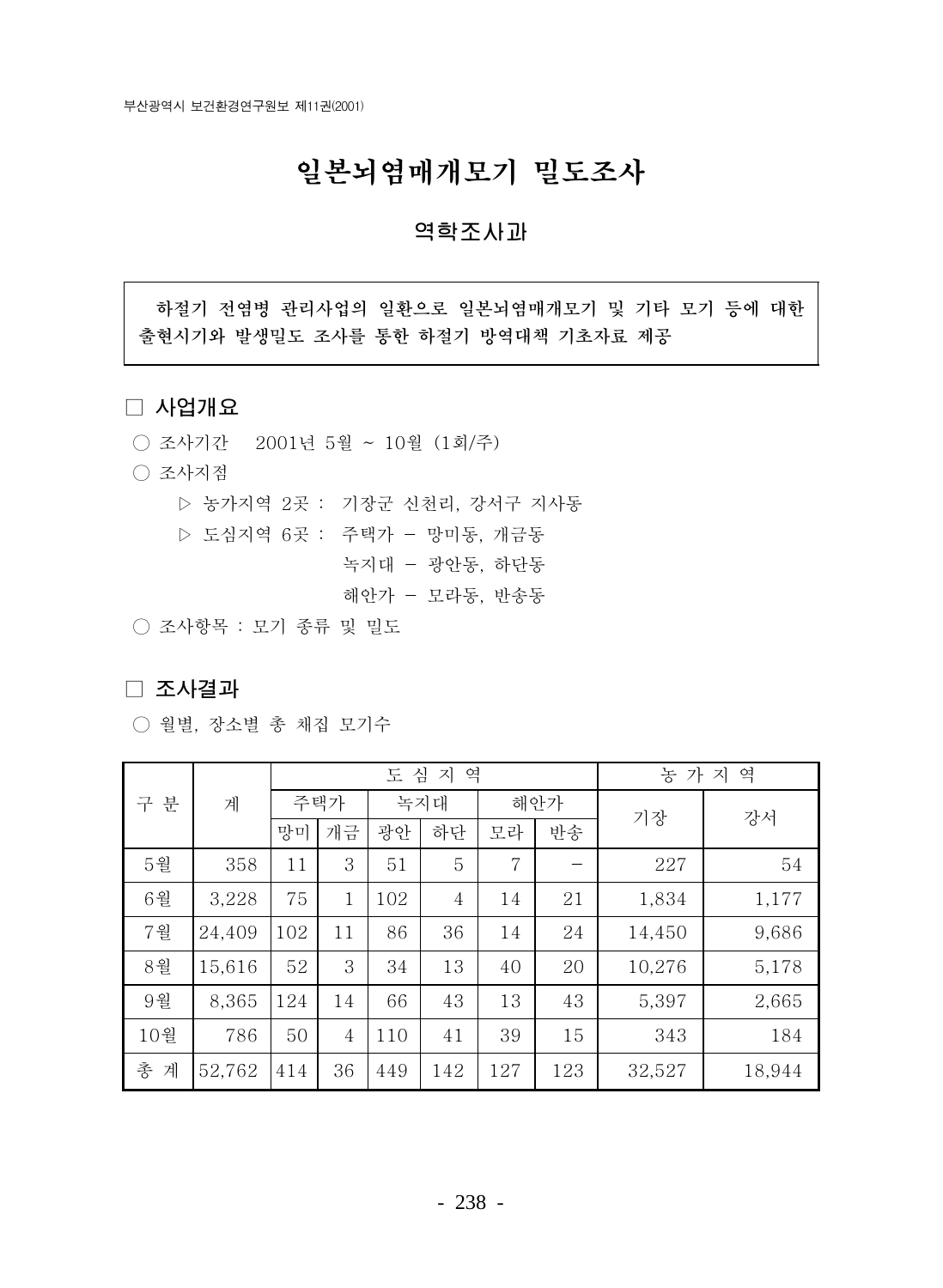# 일본뇌염매개모기 밀도조사

## 역학조사과

하절기 전염병 관리사업의 일환으로 일본뇌염매개모기 및 기타 모기 등에 대한 출현시기와 발생밀도 조사를 통한 하절기 방역대책 기초자료 제공

### □ 사업개요

○ 조사기간 2001년 5월 ~ 10월 (1회/주)

○ 조사지점

▷ 농가지역 2곳 : 기장군 신천리, 강서구 지사동

▷ 도심지역 6곳 : 주택가 - 망미동, 개금동

녹지대 - 광안동, 하단동

해안가 - 모라동, 반송동

○ 조사항목 : 모기 종류 및 밀도

### □ 조사결과

○ 월별, 장소별 총 채집 모기수

| 구 분 | 계 | 도 심 지 역 | | | | | | 농 가 지 역 | |
|---|---|---|---|---|---|---|---|---|---|
| | | 주택가 | | 녹지대 | | 해안가 | | 기장 | 강서 |
| | | 망미 | 개금 | 광안 | 하단 | 모라 | 반송 | | |
| 5월 | 358 | 11 | 3 | 51 | 5 | 7 | - | 227 | 54 |
| 6월 | 3,228 | 75 | 1 | 102 | 4 | 14 | 21 | 1,834 | 1,177 |
| 7월 | 24,409 | 102 | 11 | 86 | 36 | 14 | 24 | 14,450 | 9,686 |
| 8월 | 15,616 | 52 | 3 | 34 | 13 | 40 | 20 | 10,276 | 5,178 |
| 9월 | 8,365 | 124 | 14 | 66 | 43 | 13 | 43 | 5,397 | 2,665 |
| 10월 | 786 | 50 | 4 | 110 | 41 | 39 | 15 | 343 | 184 |
| 총 계 | 52,762 | 414 | 36 | 449 | 142 | 127 | 123 | 32,527 | 18,944 |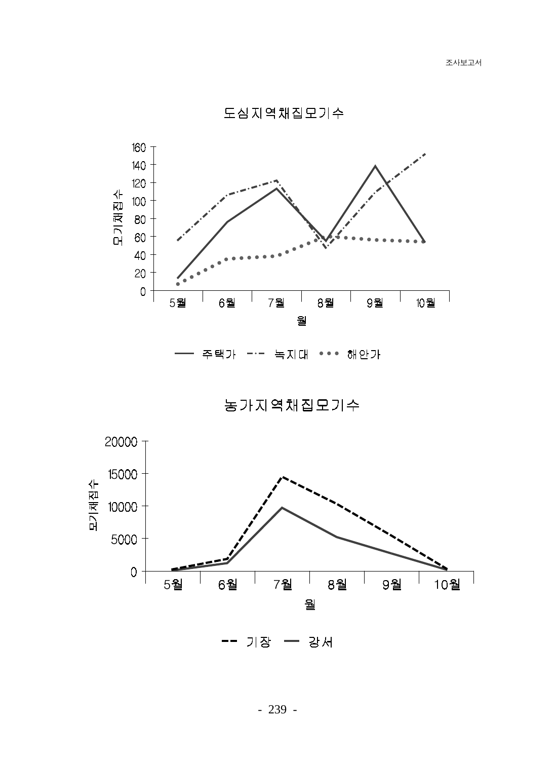도심지역채집모기수

(Y축: 모기채집수 / X축: 월)

| 월 | 5월 | 6월 | 7월 | 8월 | 9월 | 10월 |
|---|---|---|---|---|---|---|

범례: 주택가, 녹지대, 해안가

농가지역채집모기수

(Y축: 모기채집수 / X축: 월)

| 월 | 5월 | 6월 | 7월 | 8월 | 9월 | 10월 |
|---|---|---|---|---|---|---|

범례: 기장, 강서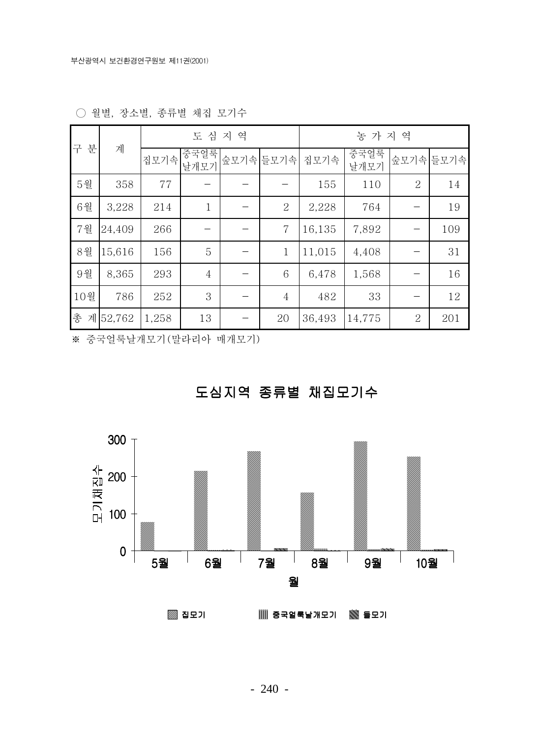○ 월별, 장소별, 종류별 채집 모기수

| 구 분 | 계 | 도 심 지 역 | | | | 농 가 지 역 | | | |
|---|---|---|---|---|---|---|---|---|---|
| | | 집모기속 | 중국얼룩날개모기 | 숲모기속 | 들모기속 | 집모기속 | 중국얼룩날개모기 | 숲모기속 | 들모기속 |
| 5월 | 358 | 77 | – | – | – | 155 | 110 | 2 | 14 |
| 6월 | 3,228 | 214 | 1 | – | 2 | 2,228 | 764 | – | 19 |
| 7월 | 24,409 | 266 | – | – | 7 | 16,135 | 7,892 | – | 109 |
| 8월 | 15,616 | 156 | 5 | – | 1 | 11,015 | 4,408 | – | 31 |
| 9월 | 8,365 | 293 | 4 | – | 6 | 6,478 | 1,568 | – | 16 |
| 10월 | 786 | 252 | 3 | – | 4 | 482 | 33 | – | 12 |
| 총 계 | 52,762 | 1,258 | 13 | – | 20 | 36,493 | 14,775 | 2 | 201 |

※ 중국얼룩날개모기(말라리아 매개모기)

**도심지역 종류별 채집모기수**

(그래프: 모기채집수 / 월 — 5월, 6월, 7월, 8월, 9월, 10월; 범례: 집모기, 중국얼룩날개모기, 들모기)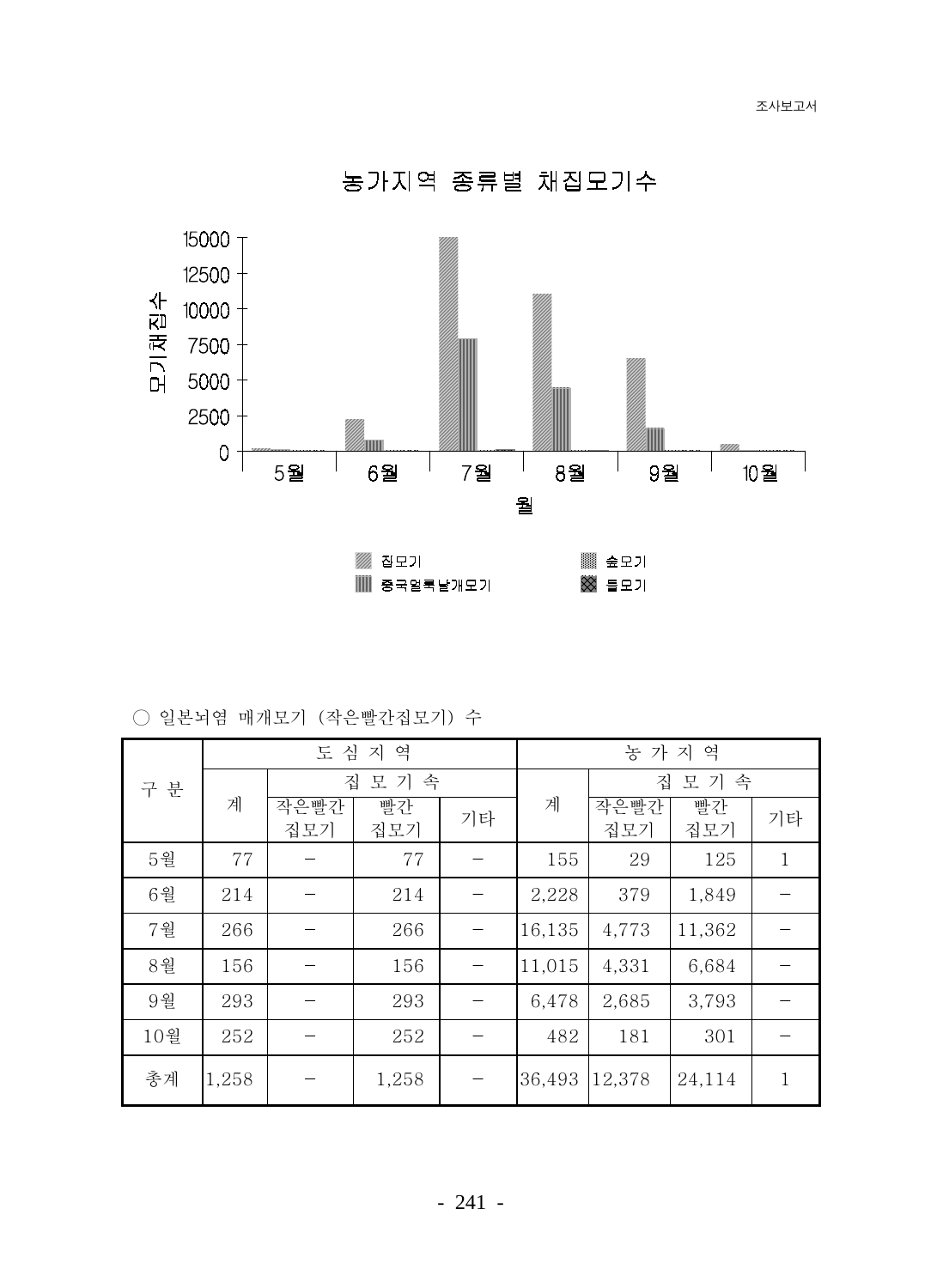농가지역 종류별 채집모기수

(그래프: 세로축 "모기채집수" 0–15000, 가로축 "월" 5월–10월; 범례: 집모기, 숲모기, 중국얼룩날개모기, 들모기)

○ 일본뇌염 매개모기 (작은빨간집모기) 수

| 구 분 | 도 심 지 역 | | | | 농 가 지 역 | | | |
|---|---|---|---|---|---|---|---|---|
| | 계 | 집 모 기 속 | | | 계 | 집 모 기 속 | | |
| | | 작은빨간 집모기 | 빨간 집모기 | 기타 | | 작은빨간 집모기 | 빨간 집모기 | 기타 |
| 5월 | 77 | – | 77 | – | 155 | 29 | 125 | 1 |
| 6월 | 214 | – | 214 | – | 2,228 | 379 | 1,849 | – |
| 7월 | 266 | – | 266 | – | 16,135 | 4,773 | 11,362 | – |
| 8월 | 156 | – | 156 | – | 11,015 | 4,331 | 6,684 | – |
| 9월 | 293 | – | 293 | – | 6,478 | 2,685 | 3,793 | – |
| 10월 | 252 | – | 252 | – | 482 | 181 | 301 | – |
| 총계 | 1,258 | – | 1,258 | – | 36,493 | 12,378 | 24,114 | 1 |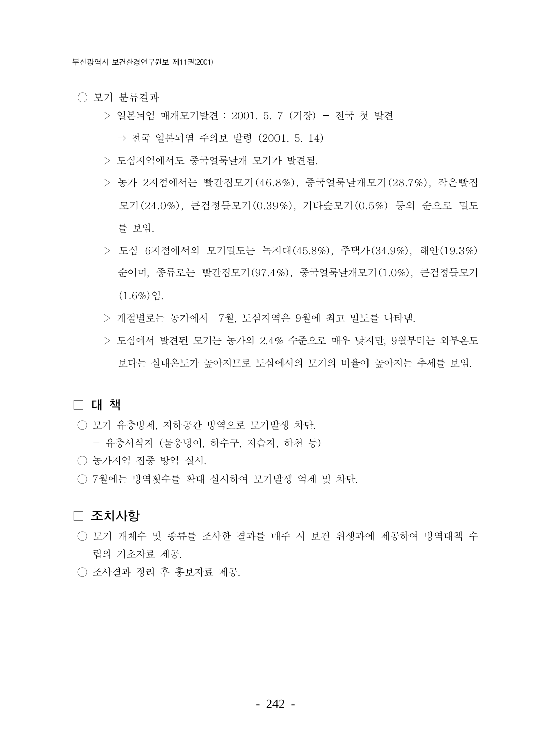○ 모기 분류결과

▷ 일본뇌염 매개모기발견 : 2001. 5. 7 (기장) - 전국 첫 발견

⇒ 전국 일본뇌염 주의보 발령 (2001. 5. 14)

▷ 도심지역에서도 중국얼룩날개 모기가 발견됨.

▷ 농가 2지점에서는 빨간집모기(46.8%), 중국얼룩날개모기(28.7%), 작은빨집모기(24.0%), 큰검정들모기(0.39%), 기타숲모기(0.5%) 등의 순으로 밀도를 보임.

▷ 도심 6지점에서의 모기밀도는 녹지대(45.8%), 주택가(34.9%), 해안(19.3%) 순이며, 종류로는 빨간집모기(97.4%), 중국얼룩날개모기(1.0%), 큰검정들모기(1.6%)임.

▷ 계절별로는 농가에서 7월, 도심지역은 9월에 최고 밀도를 나타냄.

▷ 도심에서 발견된 모기는 농가의 2.4% 수준으로 매우 낮지만, 9월부터는 외부온도보다는 실내온도가 높아지므로 도심에서의 모기의 비율이 높아지는 추세를 보임.

## □ 대 책

○ 모기 유충방제, 지하공간 방역으로 모기발생 차단.

- 유충서식지 (물웅덩이, 하수구, 저습지, 하천 등)

○ 농가지역 집중 방역 실시.

○ 7월에는 방역횟수를 확대 실시하여 모기발생 억제 및 차단.

## □ 조치사항

○ 모기 개체수 및 종류를 조사한 결과를 매주 시 보건 위생과에 제공하여 방역대책 수립의 기초자료 제공.

○ 조사결과 정리 후 홍보자료 제공.